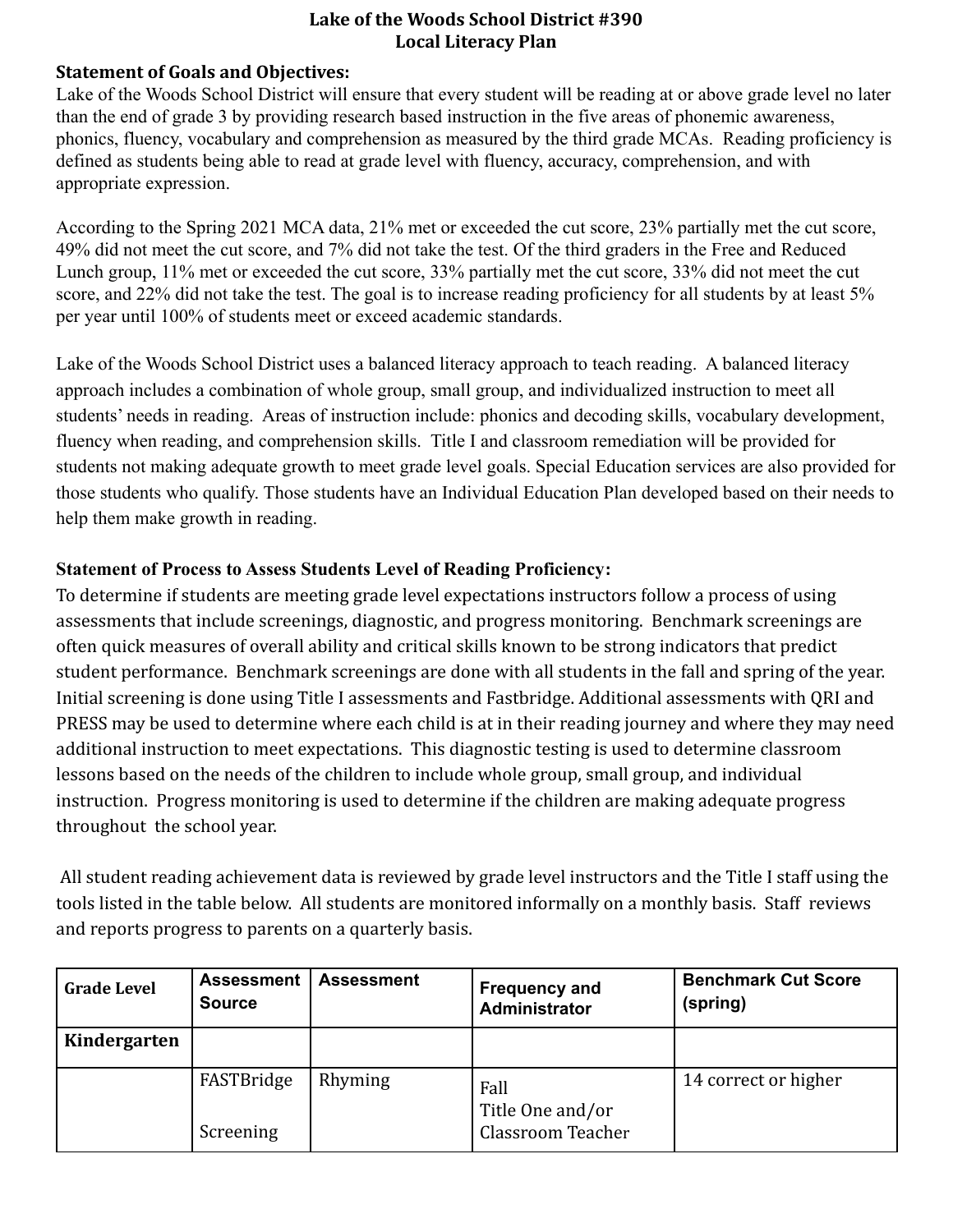# Lake of the Woods School District #390
## Local Literacy Plan

### Statement of Goals and Objectives:

Lake of the Woods School District will ensure that every student will be reading at or above grade level no later than the end of grade 3 by providing research based instruction in the five areas of phonemic awareness, phonics, fluency, vocabulary and comprehension as measured by the third grade MCAs. Reading proficiency is defined as students being able to read at grade level with fluency, accuracy, comprehension, and with appropriate expression.

According to the Spring 2021 MCA data, 21% met or exceeded the cut score, 23% partially met the cut score, 49% did not meet the cut score, and 7% did not take the test. Of the third graders in the Free and Reduced Lunch group, 11% met or exceeded the cut score, 33% partially met the cut score, 33% did not meet the cut score, and 22% did not take the test. The goal is to increase reading proficiency for all students by at least 5% per year until 100% of students meet or exceed academic standards.

Lake of the Woods School District uses a balanced literacy approach to teach reading. A balanced literacy approach includes a combination of whole group, small group, and individualized instruction to meet all students' needs in reading. Areas of instruction include: phonics and decoding skills, vocabulary development, fluency when reading, and comprehension skills. Title I and classroom remediation will be provided for students not making adequate growth to meet grade level goals. Special Education services are also provided for those students who qualify. Those students have an Individual Education Plan developed based on their needs to help them make growth in reading.

### Statement of Process to Assess Students Level of Reading Proficiency:

To determine if students are meeting grade level expectations instructors follow a process of using assessments that include screenings, diagnostic, and progress monitoring. Benchmark screenings are often quick measures of overall ability and critical skills known to be strong indicators that predict student performance. Benchmark screenings are done with all students in the fall and spring of the year. Initial screening is done using Title I assessments and Fastbridge. Additional assessments with QRI and PRESS may be used to determine where each child is at in their reading journey and where they may need additional instruction to meet expectations. This diagnostic testing is used to determine classroom lessons based on the needs of the children to include whole group, small group, and individual instruction. Progress monitoring is used to determine if the children are making adequate progress throughout the school year.

All student reading achievement data is reviewed by grade level instructors and the Title I staff using the tools listed in the table below. All students are monitored informally on a monthly basis. Staff reviews and reports progress to parents on a quarterly basis.

| Grade Level | Assessment Source | Assessment | Frequency and Administrator | Benchmark Cut Score (spring) |
|---|---|---|---|---|
| **Kindergarten** | | | | |
| | FASTBridge<br><br>Screening | Rhyming | Fall<br>Title One and/or Classroom Teacher | 14 correct or higher |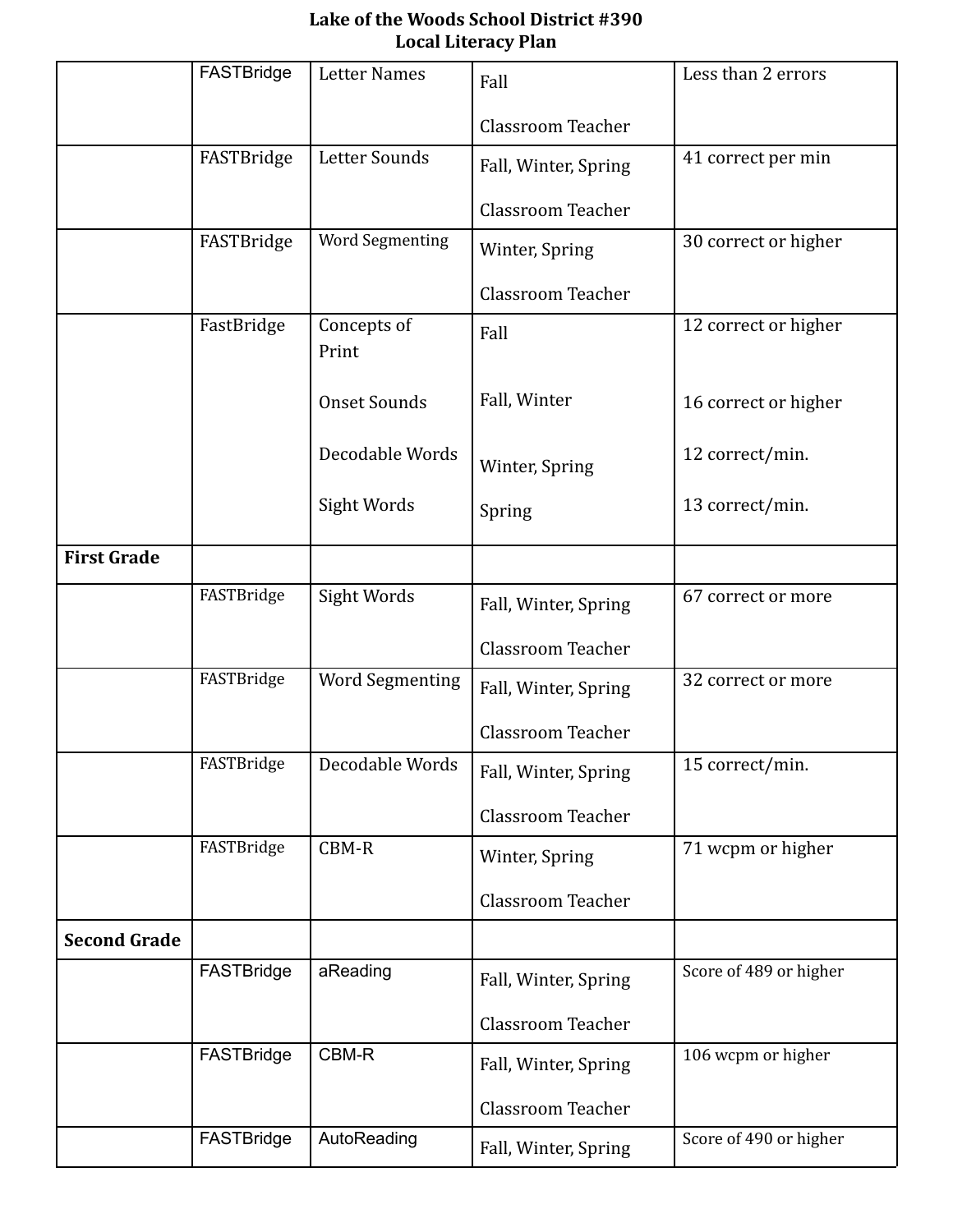**Lake of the Woods School District #390**
**Local Literacy Plan**

| | | | | |
|---|---|---|---|---|
| | FASTBridge | Letter Names | Fall<br><br>Classroom Teacher | Less than 2 errors |
| | FASTBridge | Letter Sounds | Fall, Winter, Spring<br><br>Classroom Teacher | 41 correct per min |
| | FASTBridge | Word Segmenting | Winter, Spring<br><br>Classroom Teacher | 30 correct or higher |
| | FastBridge | Concepts of Print<br><br>Onset Sounds<br><br>Decodable Words<br><br>Sight Words | Fall<br><br>Fall, Winter<br><br>Winter, Spring<br><br>Spring | 12 correct or higher<br><br>16 correct or higher<br><br>12 correct/min.<br><br>13 correct/min. |
| **First Grade** | | | | |
| | FASTBridge | Sight Words | Fall, Winter, Spring<br><br>Classroom Teacher | 67 correct or more |
| | FASTBridge | Word Segmenting | Fall, Winter, Spring<br><br>Classroom Teacher | 32 correct or more |
| | FASTBridge | Decodable Words | Fall, Winter, Spring<br><br>Classroom Teacher | 15 correct/min. |
| | FASTBridge | CBM-R | Winter, Spring<br><br>Classroom Teacher | 71 wcpm or higher |
| **Second Grade** | | | | |
| | FASTBridge | aReading | Fall, Winter, Spring<br><br>Classroom Teacher | Score of 489 or higher |
| | FASTBridge | CBM-R | Fall, Winter, Spring<br><br>Classroom Teacher | 106 wcpm or higher |
| | FASTBridge | AutoReading | Fall, Winter, Spring | Score of 490 or higher |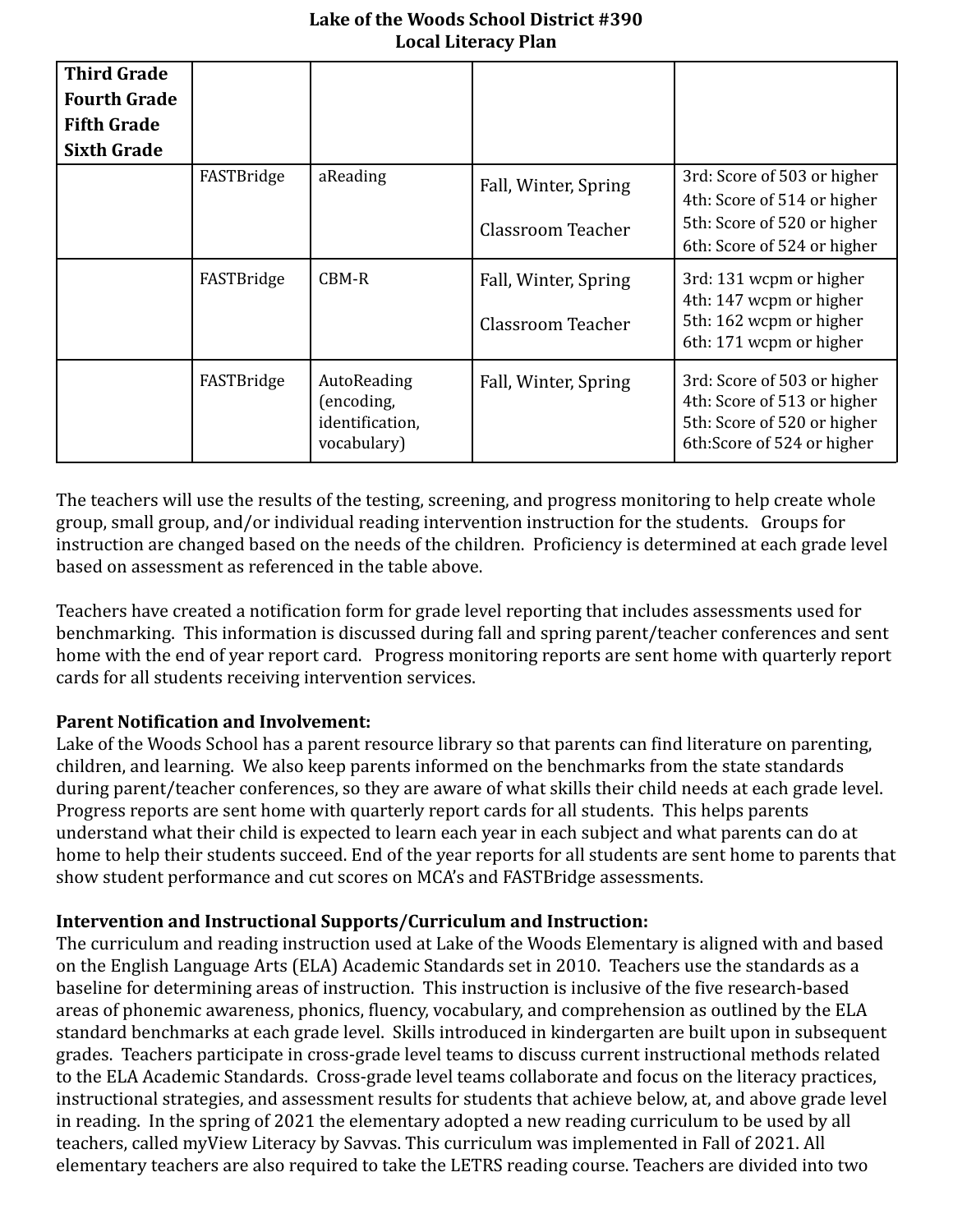| Third Grade<br>Fourth Grade<br>Fifth Grade<br>Sixth Grade | | | | |
|---|---|---|---|---|
| | FASTBridge | aReading | Fall, Winter, Spring<br><br>Classroom Teacher | 3rd: Score of 503 or higher<br>4th: Score of 514 or higher<br>5th: Score of 520 or higher<br>6th: Score of 524 or higher |
| | FASTBridge | CBM-R | Fall, Winter, Spring<br><br>Classroom Teacher | 3rd: 131 wcpm or higher<br>4th: 147 wcpm or higher<br>5th: 162 wcpm or higher<br>6th: 171 wcpm or higher |
| | FASTBridge | AutoReading (encoding, identification, vocabulary) | Fall, Winter, Spring | 3rd: Score of 503 or higher<br>4th: Score of 513 or higher<br>5th: Score of 520 or higher<br>6th:Score of 524 or higher |

The teachers will use the results of the testing, screening, and progress monitoring to help create whole group, small group, and/or individual reading intervention instruction for the students. Groups for instruction are changed based on the needs of the children. Proficiency is determined at each grade level based on assessment as referenced in the table above.

Teachers have created a notification form for grade level reporting that includes assessments used for benchmarking. This information is discussed during fall and spring parent/teacher conferences and sent home with the end of year report card. Progress monitoring reports are sent home with quarterly report cards for all students receiving intervention services.

**Parent Notification and Involvement:**
Lake of the Woods School has a parent resource library so that parents can find literature on parenting, children, and learning. We also keep parents informed on the benchmarks from the state standards during parent/teacher conferences, so they are aware of what skills their child needs at each grade level. Progress reports are sent home with quarterly report cards for all students. This helps parents understand what their child is expected to learn each year in each subject and what parents can do at home to help their students succeed. End of the year reports for all students are sent home to parents that show student performance and cut scores on MCA's and FASTBridge assessments.

**Intervention and Instructional Supports/Curriculum and Instruction:**
The curriculum and reading instruction used at Lake of the Woods Elementary is aligned with and based on the English Language Arts (ELA) Academic Standards set in 2010. Teachers use the standards as a baseline for determining areas of instruction. This instruction is inclusive of the five research-based areas of phonemic awareness, phonics, fluency, vocabulary, and comprehension as outlined by the ELA standard benchmarks at each grade level. Skills introduced in kindergarten are built upon in subsequent grades. Teachers participate in cross-grade level teams to discuss current instructional methods related to the ELA Academic Standards. Cross-grade level teams collaborate and focus on the literacy practices, instructional strategies, and assessment results for students that achieve below, at, and above grade level in reading. In the spring of 2021 the elementary adopted a new reading curriculum to be used by all teachers, called myView Literacy by Savvas. This curriculum was implemented in Fall of 2021. All elementary teachers are also required to take the LETRS reading course. Teachers are divided into two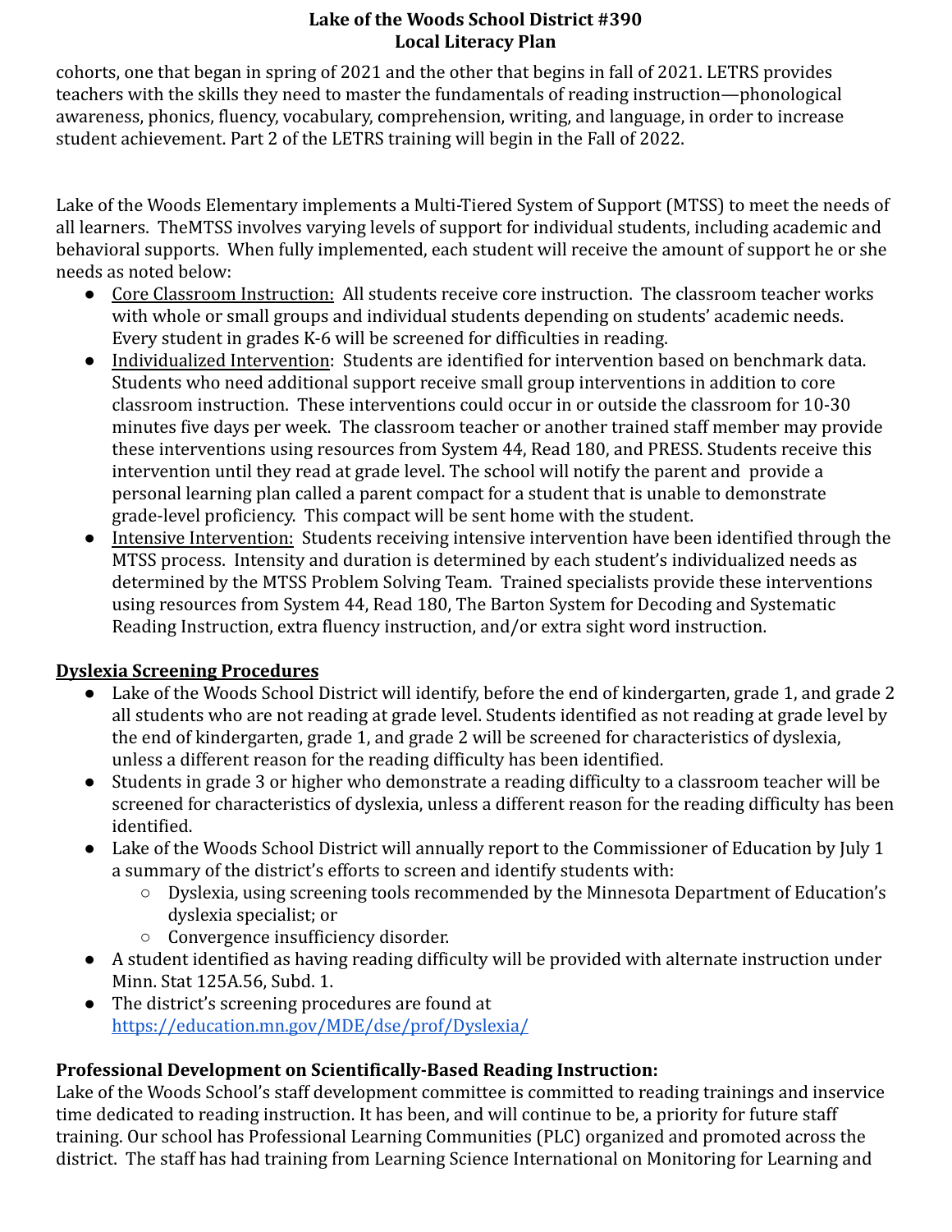cohorts, one that began in spring of 2021 and the other that begins in fall of 2021. LETRS provides teachers with the skills they need to master the fundamentals of reading instruction—phonological awareness, phonics, fluency, vocabulary, comprehension, writing, and language, in order to increase student achievement. Part 2 of the LETRS training will begin in the Fall of 2022.

Lake of the Woods Elementary implements a Multi-Tiered System of Support (MTSS) to meet the needs of all learners. TheMTSS involves varying levels of support for individual students, including academic and behavioral supports. When fully implemented, each student will receive the amount of support he or she needs as noted below:

- Core Classroom Instruction: All students receive core instruction. The classroom teacher works with whole or small groups and individual students depending on students' academic needs. Every student in grades K-6 will be screened for difficulties in reading.
- Individualized Intervention: Students are identified for intervention based on benchmark data. Students who need additional support receive small group interventions in addition to core classroom instruction. These interventions could occur in or outside the classroom for 10-30 minutes five days per week. The classroom teacher or another trained staff member may provide these interventions using resources from System 44, Read 180, and PRESS. Students receive this intervention until they read at grade level. The school will notify the parent and provide a personal learning plan called a parent compact for a student that is unable to demonstrate grade-level proficiency. This compact will be sent home with the student.
- Intensive Intervention: Students receiving intensive intervention have been identified through the MTSS process. Intensity and duration is determined by each student's individualized needs as determined by the MTSS Problem Solving Team. Trained specialists provide these interventions using resources from System 44, Read 180, The Barton System for Decoding and Systematic Reading Instruction, extra fluency instruction, and/or extra sight word instruction.

## Dyslexia Screening Procedures

- Lake of the Woods School District will identify, before the end of kindergarten, grade 1, and grade 2 all students who are not reading at grade level. Students identified as not reading at grade level by the end of kindergarten, grade 1, and grade 2 will be screened for characteristics of dyslexia, unless a different reason for the reading difficulty has been identified.
- Students in grade 3 or higher who demonstrate a reading difficulty to a classroom teacher will be screened for characteristics of dyslexia, unless a different reason for the reading difficulty has been identified.
- Lake of the Woods School District will annually report to the Commissioner of Education by July 1 a summary of the district's efforts to screen and identify students with:
  - Dyslexia, using screening tools recommended by the Minnesota Department of Education's dyslexia specialist; or
  - Convergence insufficiency disorder.
- A student identified as having reading difficulty will be provided with alternate instruction under Minn. Stat 125A.56, Subd. 1.
- The district's screening procedures are found at [https://education.mn.gov/MDE/dse/prof/Dyslexia/](https://education.mn.gov/MDE/dse/prof/Dyslexia/)

## Professional Development on Scientifically-Based Reading Instruction:

Lake of the Woods School's staff development committee is committed to reading trainings and inservice time dedicated to reading instruction. It has been, and will continue to be, a priority for future staff training. Our school has Professional Learning Communities (PLC) organized and promoted across the district. The staff has had training from Learning Science International on Monitoring for Learning and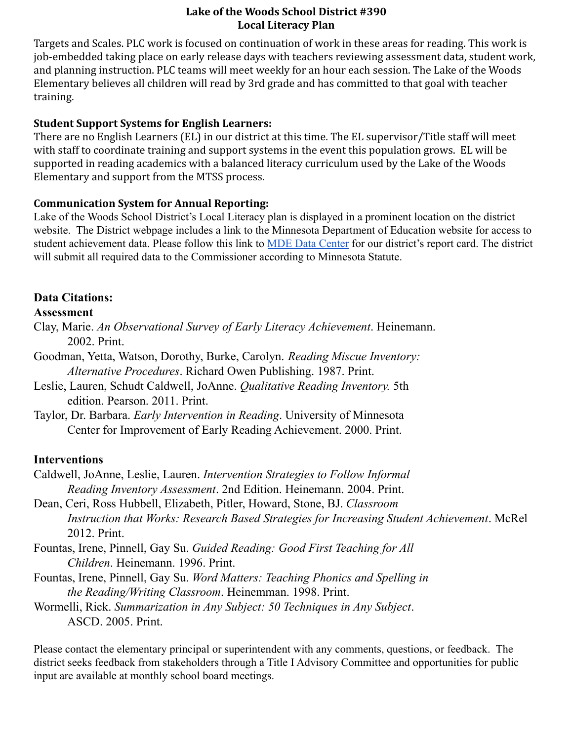Targets and Scales. PLC work is focused on continuation of work in these areas for reading. This work is job-embedded taking place on early release days with teachers reviewing assessment data, student work, and planning instruction. PLC teams will meet weekly for an hour each session. The Lake of the Woods Elementary believes all children will read by 3rd grade and has committed to that goal with teacher training.

**Student Support Systems for English Learners:**

There are no English Learners (EL) in our district at this time. The EL supervisor/Title staff will meet with staff to coordinate training and support systems in the event this population grows. EL will be supported in reading academics with a balanced literacy curriculum used by the Lake of the Woods Elementary and support from the MTSS process.

**Communication System for Annual Reporting:**

Lake of the Woods School District's Local Literacy plan is displayed in a prominent location on the district website. The District webpage includes a link to the Minnesota Department of Education website for access to student achievement data. Please follow this link to MDE Data Center for our district's report card. The district will submit all required data to the Commissioner according to Minnesota Statute.

## Data Citations:

### Assessment

Clay, Marie. *An Observational Survey of Early Literacy Achievement*. Heinemann. 2002. Print.

Goodman, Yetta, Watson, Dorothy, Burke, Carolyn. *Reading Miscue Inventory: Alternative Procedures*. Richard Owen Publishing. 1987. Print.

Leslie, Lauren, Schudt Caldwell, JoAnne. *Qualitative Reading Inventory.* 5th edition. Pearson. 2011. Print.

Taylor, Dr. Barbara. *Early Intervention in Reading*. University of Minnesota Center for Improvement of Early Reading Achievement. 2000. Print.

### Interventions

Caldwell, JoAnne, Leslie, Lauren. *Intervention Strategies to Follow Informal Reading Inventory Assessment*. 2nd Edition. Heinemann. 2004. Print.

Dean, Ceri, Ross Hubbell, Elizabeth, Pitler, Howard, Stone, BJ. *Classroom Instruction that Works: Research Based Strategies for Increasing Student Achievement*. McRel 2012. Print.

Fountas, Irene, Pinnell, Gay Su. *Guided Reading: Good First Teaching for All Children*. Heinemann. 1996. Print.

Fountas, Irene, Pinnell, Gay Su. *Word Matters: Teaching Phonics and Spelling in the Reading/Writing Classroom*. Heinemman. 1998. Print.

Wormelli, Rick. *Summarization in Any Subject: 50 Techniques in Any Subject*. ASCD. 2005. Print.

Please contact the elementary principal or superintendent with any comments, questions, or feedback. The district seeks feedback from stakeholders through a Title I Advisory Committee and opportunities for public input are available at monthly school board meetings.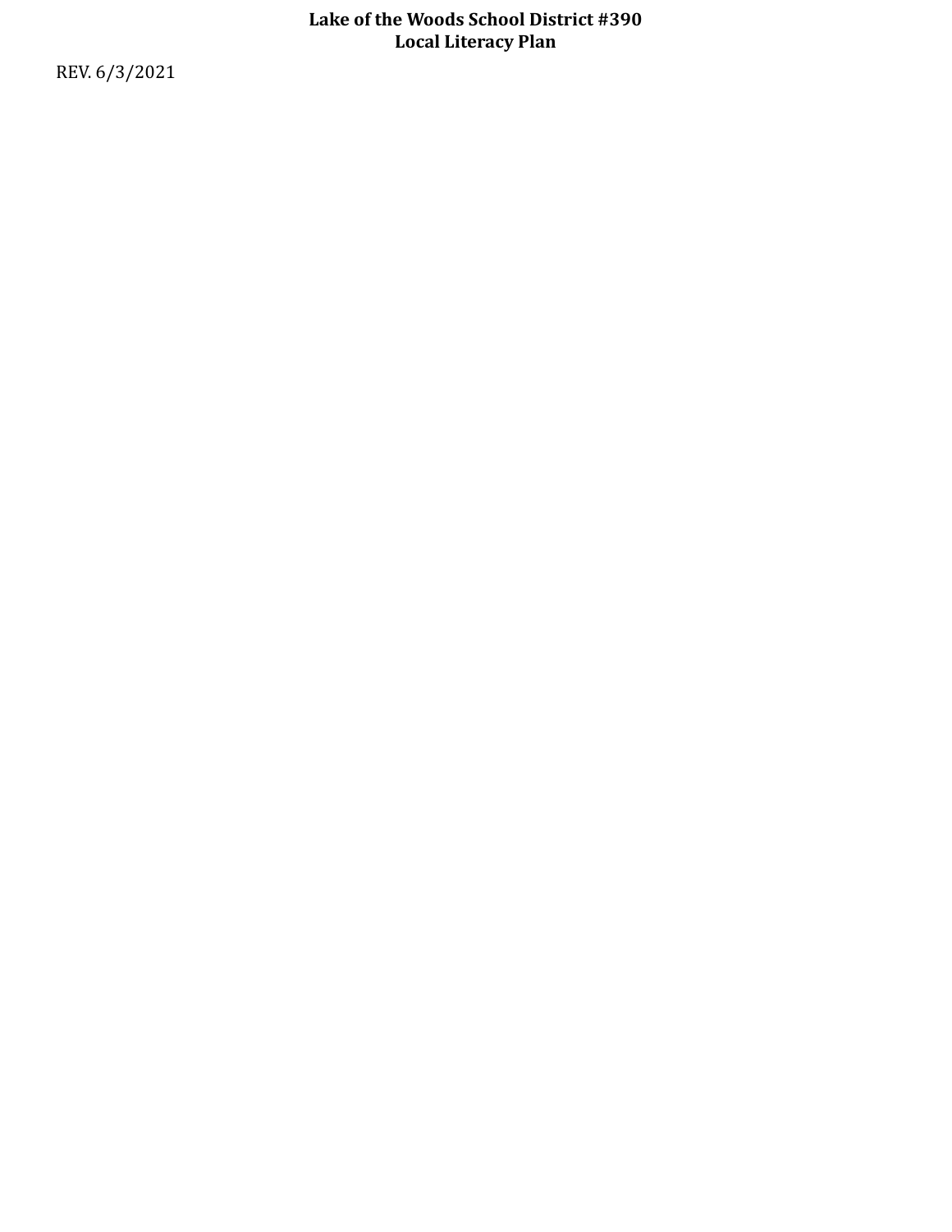REV. 6/3/2021